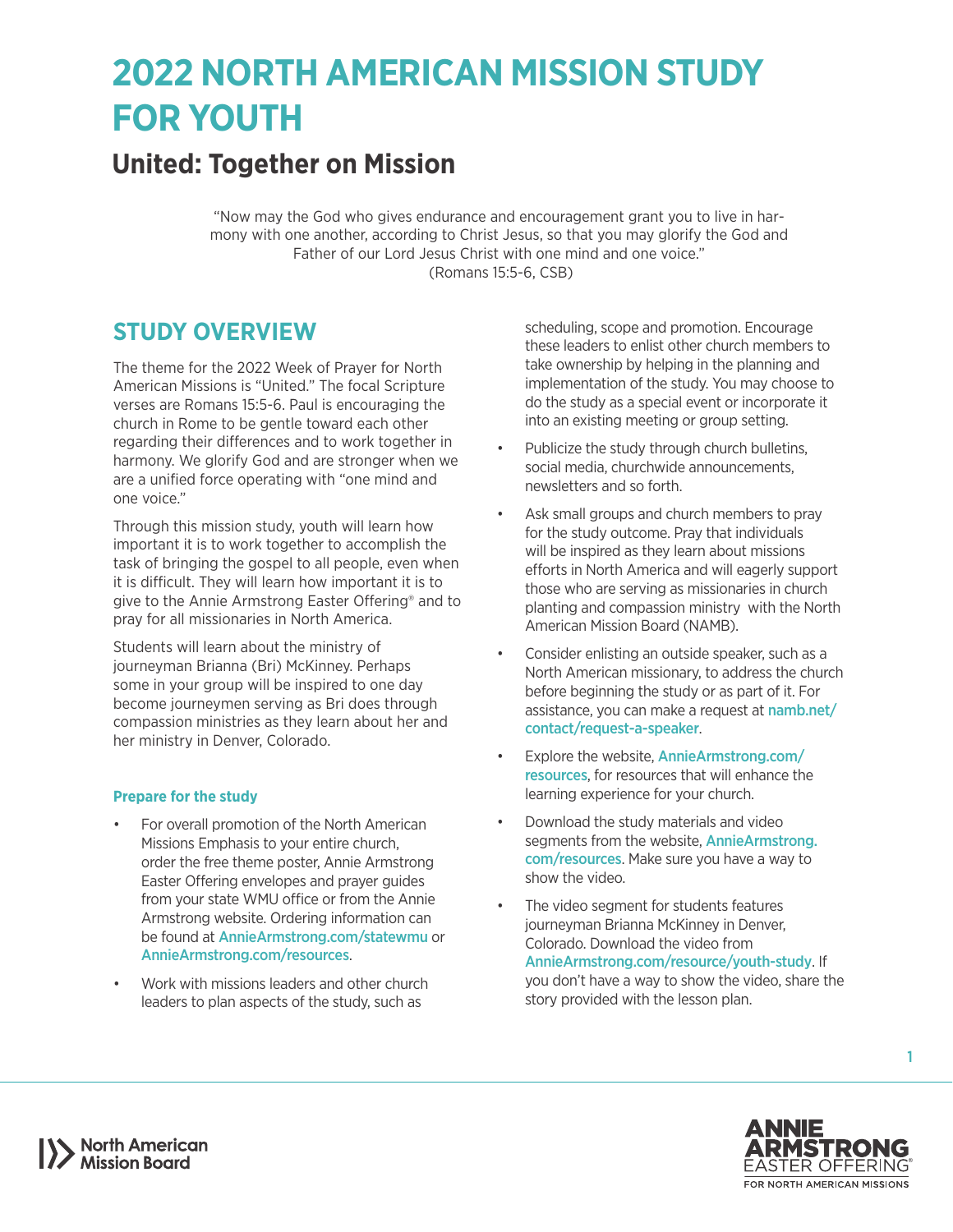# 2022 NORTH AMERICAN MISSION STUDY FOR YOUTH

## United: Together on Mission

"Now may the God who gives endurance and encouragement grant you to live in harmony with one another, according to Christ Jesus, so that you may glorify the God and Father of our Lord Jesus Christ with one mind and one voice."
(Romans 15:5-6, CSB)

## STUDY OVERVIEW

The theme for the 2022 Week of Prayer for North American Missions is "United." The focal Scripture verses are Romans 15:5-6. Paul is encouraging the church in Rome to be gentle toward each other regarding their differences and to work together in harmony. We glorify God and are stronger when we are a unified force operating with "one mind and one voice."

Through this mission study, youth will learn how important it is to work together to accomplish the task of bringing the gospel to all people, even when it is difficult. They will learn how important it is to give to the Annie Armstrong Easter Offering® and to pray for all missionaries in North America.

Students will learn about the ministry of journeyman Brianna (Bri) McKinney. Perhaps some in your group will be inspired to one day become journeymen serving as Bri does through compassion ministries as they learn about her and her ministry in Denver, Colorado.

### Prepare for the study

- For overall promotion of the North American Missions Emphasis to your entire church, order the free theme poster, Annie Armstrong Easter Offering envelopes and prayer guides from your state WMU office or from the Annie Armstrong website. Ordering information can be found at AnnieArmstrong.com/statewmu or AnnieArmstrong.com/resources.
- Work with missions leaders and other church leaders to plan aspects of the study, such as scheduling, scope and promotion. Encourage these leaders to enlist other church members to take ownership by helping in the planning and implementation of the study. You may choose to do the study as a special event or incorporate it into an existing meeting or group setting.
- Publicize the study through church bulletins, social media, churchwide announcements, newsletters and so forth.
- Ask small groups and church members to pray for the study outcome. Pray that individuals will be inspired as they learn about missions efforts in North America and will eagerly support those who are serving as missionaries in church planting and compassion ministry with the North American Mission Board (NAMB).
- Consider enlisting an outside speaker, such as a North American missionary, to address the church before beginning the study or as part of it. For assistance, you can make a request at namb.net/contact/request-a-speaker.
- Explore the website, AnnieArmstrong.com/resources, for resources that will enhance the learning experience for your church.
- Download the study materials and video segments from the website, AnnieArmstrong.com/resources. Make sure you have a way to show the video.
- The video segment for students features journeyman Brianna McKinney in Denver, Colorado. Download the video from AnnieArmstrong.com/resource/youth-study. If you don't have a way to show the video, share the story provided with the lesson plan.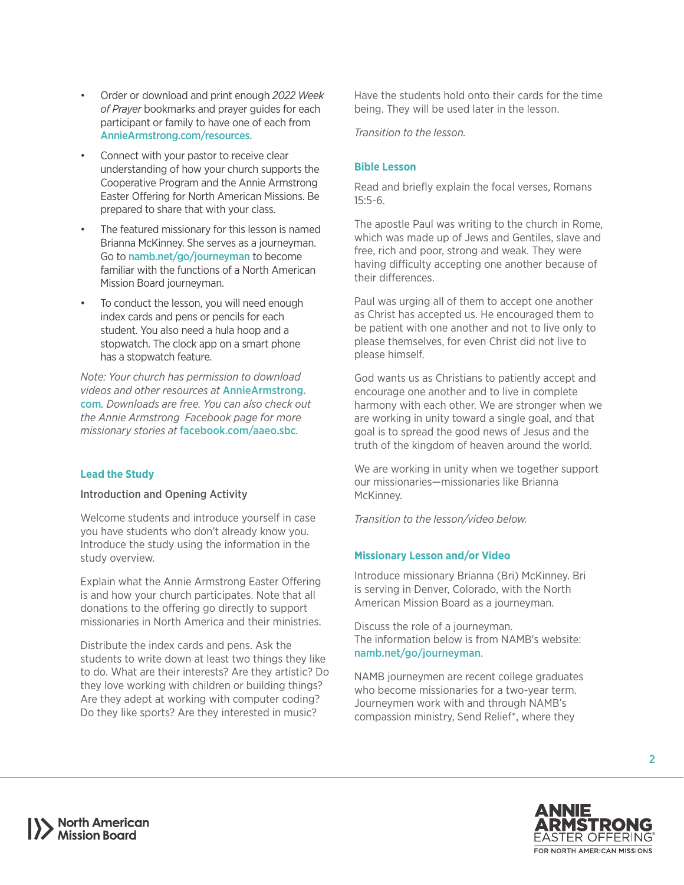- Order or download and print enough *2022 Week of Prayer* bookmarks and prayer guides for each participant or family to have one of each from AnnieArmstrong.com/resources.
- Connect with your pastor to receive clear understanding of how your church supports the Cooperative Program and the Annie Armstrong Easter Offering for North American Missions. Be prepared to share that with your class.
- The featured missionary for this lesson is named Brianna McKinney. She serves as a journeyman. Go to namb.net/go/journeyman to become familiar with the functions of a North American Mission Board journeyman.
- To conduct the lesson, you will need enough index cards and pens or pencils for each student. You also need a hula hoop and a stopwatch. The clock app on a smart phone has a stopwatch feature.

*Note: Your church has permission to download videos and other resources at AnnieArmstrong.com. Downloads are free. You can also check out the Annie Armstrong Facebook page for more missionary stories at facebook.com/aaeo.sbc.*

## Lead the Study

### Introduction and Opening Activity

Welcome students and introduce yourself in case you have students who don't already know you. Introduce the study using the information in the study overview.

Explain what the Annie Armstrong Easter Offering is and how your church participates. Note that all donations to the offering go directly to support missionaries in North America and their ministries.

Distribute the index cards and pens. Ask the students to write down at least two things they like to do. What are their interests? Are they artistic? Do they love working with children or building things? Are they adept at working with computer coding? Do they like sports? Are they interested in music?

Have the students hold onto their cards for the time being. They will be used later in the lesson.

*Transition to the lesson.*

## Bible Lesson

Read and briefly explain the focal verses, Romans 15:5-6.

The apostle Paul was writing to the church in Rome, which was made up of Jews and Gentiles, slave and free, rich and poor, strong and weak. They were having difficulty accepting one another because of their differences.

Paul was urging all of them to accept one another as Christ has accepted us. He encouraged them to be patient with one another and not to live only to please themselves, for even Christ did not live to please himself.

God wants us as Christians to patiently accept and encourage one another and to live in complete harmony with each other. We are stronger when we are working in unity toward a single goal, and that goal is to spread the good news of Jesus and the truth of the kingdom of heaven around the world.

We are working in unity when we together support our missionaries—missionaries like Brianna McKinney.

*Transition to the lesson/video below.*

## Missionary Lesson and/or Video

Introduce missionary Brianna (Bri) McKinney. Bri is serving in Denver, Colorado, with the North American Mission Board as a journeyman.

Discuss the role of a journeyman.
The information below is from NAMB's website: namb.net/go/journeyman.

NAMB journeymen are recent college graduates who become missionaries for a two-year term. Journeymen work with and through NAMB's compassion ministry, Send Relief*, where they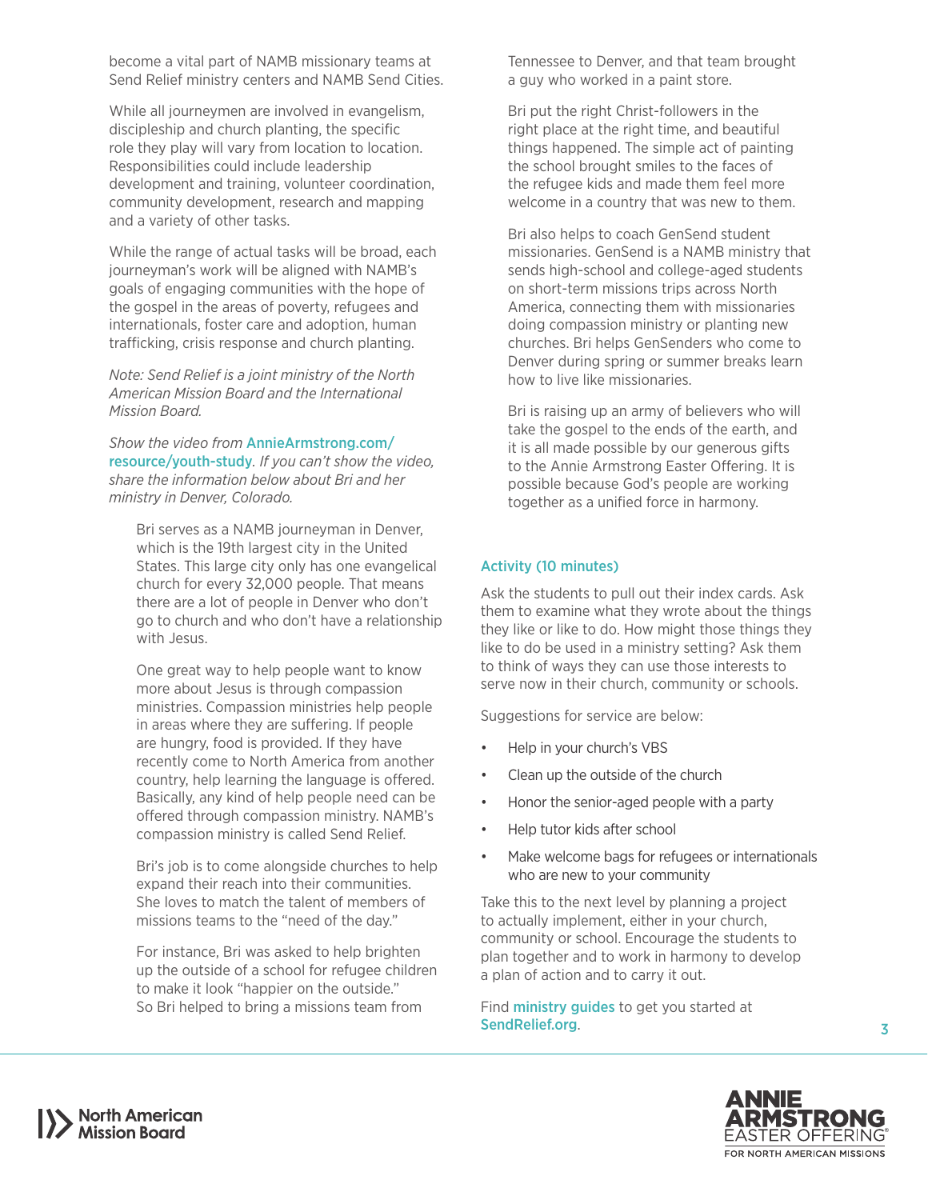become a vital part of NAMB missionary teams at Send Relief ministry centers and NAMB Send Cities.

While all journeymen are involved in evangelism, discipleship and church planting, the specific role they play will vary from location to location. Responsibilities could include leadership development and training, volunteer coordination, community development, research and mapping and a variety of other tasks.

While the range of actual tasks will be broad, each journeyman's work will be aligned with NAMB's goals of engaging communities with the hope of the gospel in the areas of poverty, refugees and internationals, foster care and adoption, human trafficking, crisis response and church planting.

*Note: Send Relief is a joint ministry of the North American Mission Board and the International Mission Board.*

*Show the video from* AnnieArmstrong.com/resource/youth-study. *If you can't show the video, share the information below about Bri and her ministry in Denver, Colorado.*

> Bri serves as a NAMB journeyman in Denver, which is the 19th largest city in the United States. This large city only has one evangelical church for every 32,000 people. That means there are a lot of people in Denver who don't go to church and who don't have a relationship with Jesus.
>
> One great way to help people want to know more about Jesus is through compassion ministries. Compassion ministries help people in areas where they are suffering. If people are hungry, food is provided. If they have recently come to North America from another country, help learning the language is offered. Basically, any kind of help people need can be offered through compassion ministry. NAMB's compassion ministry is called Send Relief.
>
> Bri's job is to come alongside churches to help expand their reach into their communities. She loves to match the talent of members of missions teams to the "need of the day."
>
> For instance, Bri was asked to help brighten up the outside of a school for refugee children to make it look "happier on the outside." So Bri helped to bring a missions team from Tennessee to Denver, and that team brought a guy who worked in a paint store.
>
> Bri put the right Christ-followers in the right place at the right time, and beautiful things happened. The simple act of painting the school brought smiles to the faces of the refugee kids and made them feel more welcome in a country that was new to them.
>
> Bri also helps to coach GenSend student missionaries. GenSend is a NAMB ministry that sends high-school and college-aged students on short-term missions trips across North America, connecting them with missionaries doing compassion ministry or planting new churches. Bri helps GenSenders who come to Denver during spring or summer breaks learn how to live like missionaries.
>
> Bri is raising up an army of believers who will take the gospel to the ends of the earth, and it is all made possible by our generous gifts to the Annie Armstrong Easter Offering. It is possible because God's people are working together as a unified force in harmony.

### Activity (10 minutes)

Ask the students to pull out their index cards. Ask them to examine what they wrote about the things they like or like to do. How might those things they like to do be used in a ministry setting? Ask them to think of ways they can use those interests to serve now in their church, community or schools.

Suggestions for service are below:

- Help in your church's VBS
- Clean up the outside of the church
- Honor the senior-aged people with a party
- Help tutor kids after school
- Make welcome bags for refugees or internationals who are new to your community

Take this to the next level by planning a project to actually implement, either in your church, community or school. Encourage the students to plan together and to work in harmony to develop a plan of action and to carry it out.

Find ministry guides to get you started at SendRelief.org.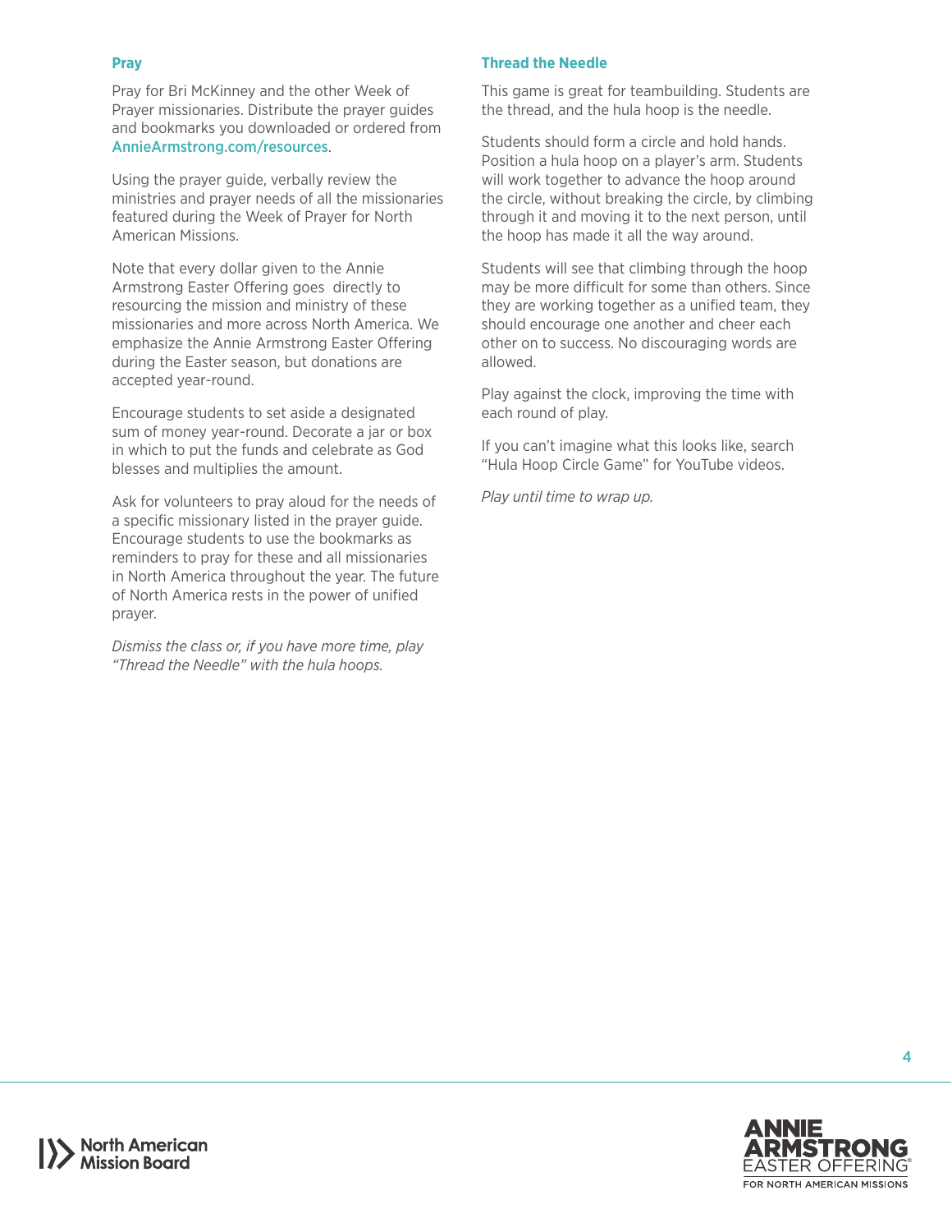### Pray

Pray for Bri McKinney and the other Week of Prayer missionaries. Distribute the prayer guides and bookmarks you downloaded or ordered from AnnieArmstrong.com/resources.

Using the prayer guide, verbally review the ministries and prayer needs of all the missionaries featured during the Week of Prayer for North American Missions.

Note that every dollar given to the Annie Armstrong Easter Offering goes directly to resourcing the mission and ministry of these missionaries and more across North America. We emphasize the Annie Armstrong Easter Offering during the Easter season, but donations are accepted year-round.

Encourage students to set aside a designated sum of money year-round. Decorate a jar or box in which to put the funds and celebrate as God blesses and multiplies the amount.

Ask for volunteers to pray aloud for the needs of a specific missionary listed in the prayer guide. Encourage students to use the bookmarks as reminders to pray for these and all missionaries in North America throughout the year. The future of North America rests in the power of unified prayer.

*Dismiss the class or, if you have more time, play "Thread the Needle" with the hula hoops.*

### Thread the Needle

This game is great for teambuilding. Students are the thread, and the hula hoop is the needle.

Students should form a circle and hold hands. Position a hula hoop on a player's arm. Students will work together to advance the hoop around the circle, without breaking the circle, by climbing through it and moving it to the next person, until the hoop has made it all the way around.

Students will see that climbing through the hoop may be more difficult for some than others. Since they are working together as a unified team, they should encourage one another and cheer each other on to success. No discouraging words are allowed.

Play against the clock, improving the time with each round of play.

If you can't imagine what this looks like, search "Hula Hoop Circle Game" for YouTube videos.

*Play until time to wrap up.*